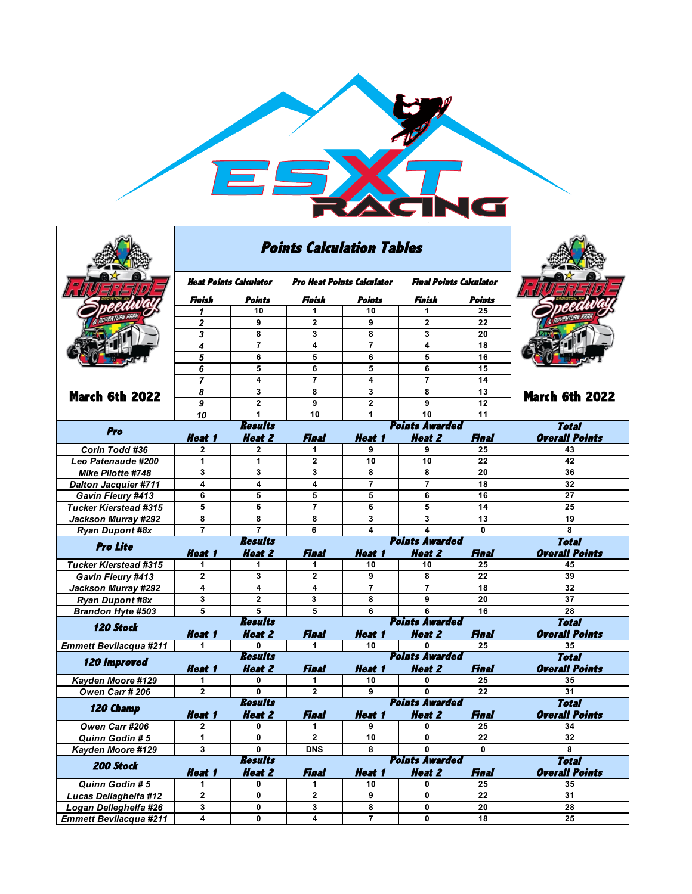# Points Calculation Tables

March 6th 2022

| Heat Points Calculator | | Pro Heat Points Calculator | | Final Points Calculator | |
|---|---|---|---|---|---|
| Finish | Points | Finish | Points | Finish | Points |
| 1 | 10 | 1 | 10 | 1 | 25 |
| 2 | 9 | 2 | 9 | 2 | 22 |
| 3 | 8 | 3 | 8 | 3 | 20 |
| 4 | 7 | 4 | 7 | 4 | 18 |
| 5 | 6 | 5 | 6 | 5 | 16 |
| 6 | 5 | 6 | 5 | 6 | 15 |
| 7 | 4 | 7 | 4 | 7 | 14 |
| 8 | 3 | 8 | 3 | 8 | 13 |
| 9 | 2 | 9 | 2 | 9 | 12 |
| 10 | 1 | 10 | 1 | 10 | 11 |

| Pro | Results | | | Points Awarded | | | Total |
|---|---|---|---|---|---|---|---|
| | Heat 1 | Heat 2 | Final | Heat 1 | Heat 2 | Final | Overall Points |
| Corin Todd #36 | 2 | 2 | 1 | 9 | 9 | 25 | 43 |
| Leo Patenaude #200 | 1 | 1 | 2 | 10 | 10 | 22 | 42 |
| Mike Pilotte #748 | 3 | 3 | 3 | 8 | 8 | 20 | 36 |
| Dalton Jacquier #711 | 4 | 4 | 4 | 7 | 7 | 18 | 32 |
| Gavin Fleury #413 | 6 | 5 | 5 | 5 | 6 | 16 | 27 |
| Tucker Kierstead #315 | 5 | 6 | 7 | 6 | 5 | 14 | 25 |
| Jackson Murray #292 | 8 | 8 | 8 | 3 | 3 | 13 | 19 |
| Ryan Dupont #8x | 7 | 7 | 6 | 4 | 4 | 0 | 8 |

| Pro Lite | Results | | | Points Awarded | | | Total |
|---|---|---|---|---|---|---|---|
| | Heat 1 | Heat 2 | Final | Heat 1 | Heat 2 | Final | Overall Points |
| Tucker Kierstead #315 | 1 | 1 | 1 | 10 | 10 | 25 | 45 |
| Gavin Fleury #413 | 2 | 3 | 2 | 9 | 8 | 22 | 39 |
| Jackson Murray #292 | 4 | 4 | 4 | 7 | 7 | 18 | 32 |
| Ryan Dupont #8x | 3 | 2 | 3 | 8 | 9 | 20 | 37 |
| Brandon Hyte #503 | 5 | 5 | 5 | 6 | 6 | 16 | 28 |

| 120 Stock | Results | | | Points Awarded | | | Total |
|---|---|---|---|---|---|---|---|
| | Heat 1 | Heat 2 | Final | Heat 1 | Heat 2 | Final | Overall Points |
| Emmett Bevilacqua #211 | 1 | 0 | 1 | 10 | 0 | 25 | 35 |

| 120 Improved | Results | | | Points Awarded | | | Total |
|---|---|---|---|---|---|---|---|
| | Heat 1 | Heat 2 | Final | Heat 1 | Heat 2 | Final | Overall Points |
| Kayden Moore #129 | 1 | 0 | 1 | 10 | 0 | 25 | 35 |
| Owen Carr # 206 | 2 | 0 | 2 | 9 | 0 | 22 | 31 |

| 120 Champ | Results | | | Points Awarded | | | Total |
|---|---|---|---|---|---|---|---|
| | Heat 1 | Heat 2 | Final | Heat 1 | Heat 2 | Final | Overall Points |
| Owen Carr #206 | 2 | 0 | 1 | 9 | 0 | 25 | 34 |
| Quinn Godin # 5 | 1 | 0 | 2 | 10 | 0 | 22 | 32 |
| Kayden Moore #129 | 3 | 0 | DNS | 8 | 0 | 0 | 8 |

| 200 Stock | Results | | | Points Awarded | | | Total |
|---|---|---|---|---|---|---|---|
| | Heat 1 | Heat 2 | Final | Heat 1 | Heat 2 | Final | Overall Points |
| Quinn Godin # 5 | 1 | 0 | 1 | 10 | 0 | 25 | 35 |
| Lucas Dellaghelfa #12 | 2 | 0 | 2 | 9 | 0 | 22 | 31 |
| Logan Delleghelfa #26 | 3 | 0 | 3 | 8 | 0 | 20 | 28 |
| Emmett Bevilacqua #211 | 4 | 0 | 4 | 7 | 0 | 18 | 25 |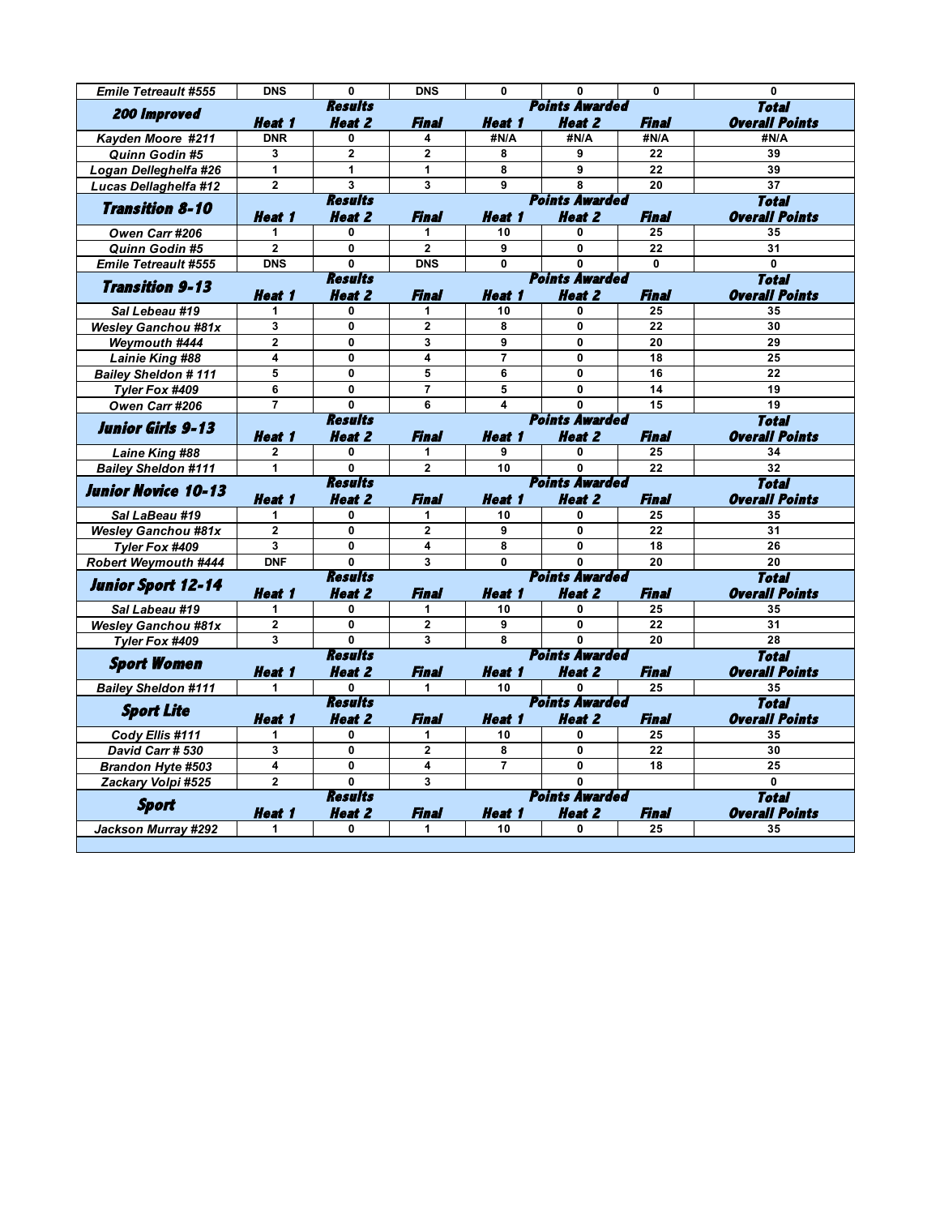| | | | | | | | |
|---|---|---|---|---|---|---|---|
| Emile Tetreault #555 | DNS | 0 | DNS | 0 | 0 | 0 | 0 |
| **200 Improved** | **Results** | | | **Points Awarded** | | | **Total** |
| | **Heat 1** | **Heat 2** | **Final** | **Heat 1** | **Heat 2** | **Final** | **Overall Points** |
| Kayden Moore #211 | DNR | 0 | 4 | #N/A | #N/A | #N/A | #N/A |
| Quinn Godin #5 | 3 | 2 | 2 | 8 | 9 | 22 | 39 |
| Logan Delleghelfa #26 | 1 | 1 | 1 | 8 | 9 | 22 | 39 |
| Lucas Dellaghelfa #12 | 2 | 3 | 3 | 9 | 8 | 20 | 37 |
| **Transition 8-10** | **Results** | | | **Points Awarded** | | | **Total** |
| | **Heat 1** | **Heat 2** | **Final** | **Heat 1** | **Heat 2** | **Final** | **Overall Points** |
| Owen Carr #206 | 1 | 0 | 1 | 10 | 0 | 25 | 35 |
| Quinn Godin #5 | 2 | 0 | 2 | 9 | 0 | 22 | 31 |
| Emile Tetreault #555 | DNS | 0 | DNS | 0 | 0 | 0 | 0 |
| **Transition 9-13** | **Results** | | | **Points Awarded** | | | **Total** |
| | **Heat 1** | **Heat 2** | **Final** | **Heat 1** | **Heat 2** | **Final** | **Overall Points** |
| Sal Lebeau #19 | 1 | 0 | 1 | 10 | 0 | 25 | 35 |
| Wesley Ganchou #81x | 3 | 0 | 2 | 8 | 0 | 22 | 30 |
| Weymouth #444 | 2 | 0 | 3 | 9 | 0 | 20 | 29 |
| Lainie King #88 | 4 | 0 | 4 | 7 | 0 | 18 | 25 |
| Bailey Sheldon # 111 | 5 | 0 | 5 | 6 | 0 | 16 | 22 |
| Tyler Fox #409 | 6 | 0 | 7 | 5 | 0 | 14 | 19 |
| Owen Carr #206 | 7 | 0 | 6 | 4 | 0 | 15 | 19 |
| **Junior Girls 9-13** | **Results** | | | **Points Awarded** | | | **Total** |
| | **Heat 1** | **Heat 2** | **Final** | **Heat 1** | **Heat 2** | **Final** | **Overall Points** |
| Laine King #88 | 2 | 0 | 1 | 9 | 0 | 25 | 34 |
| Bailey Sheldon #111 | 1 | 0 | 2 | 10 | 0 | 22 | 32 |
| **Junior Novice 10-13** | **Results** | | | **Points Awarded** | | | **Total** |
| | **Heat 1** | **Heat 2** | **Final** | **Heat 1** | **Heat 2** | **Final** | **Overall Points** |
| Sal LaBeau #19 | 1 | 0 | 1 | 10 | 0 | 25 | 35 |
| Wesley Ganchou #81x | 2 | 0 | 2 | 9 | 0 | 22 | 31 |
| Tyler Fox #409 | 3 | 0 | 4 | 8 | 0 | 18 | 26 |
| Robert Weymouth #444 | DNF | 0 | 3 | 0 | 0 | 20 | 20 |
| **Junior Sport 12-14** | **Results** | | | **Points Awarded** | | | **Total** |
| | **Heat 1** | **Heat 2** | **Final** | **Heat 1** | **Heat 2** | **Final** | **Overall Points** |
| Sal Labeau #19 | 1 | 0 | 1 | 10 | 0 | 25 | 35 |
| Wesley Ganchou #81x | 2 | 0 | 2 | 9 | 0 | 22 | 31 |
| Tyler Fox #409 | 3 | 0 | 3 | 8 | 0 | 20 | 28 |
| **Sport Women** | **Results** | | | **Points Awarded** | | | **Total** |
| | **Heat 1** | **Heat 2** | **Final** | **Heat 1** | **Heat 2** | **Final** | **Overall Points** |
| Bailey Sheldon #111 | 1 | 0 | 1 | 10 | 0 | 25 | 35 |
| **Sport Lite** | **Results** | | | **Points Awarded** | | | **Total** |
| | **Heat 1** | **Heat 2** | **Final** | **Heat 1** | **Heat 2** | **Final** | **Overall Points** |
| Cody Ellis #111 | 1 | 0 | 1 | 10 | 0 | 25 | 35 |
| David Carr # 530 | 3 | 0 | 2 | 8 | 0 | 22 | 30 |
| Brandon Hyte #503 | 4 | 0 | 4 | 7 | 0 | 18 | 25 |
| Zackary Volpi #525 | 2 | 0 | 3 | | 0 | | 0 |
| **Sport** | **Results** | | | **Points Awarded** | | | **Total** |
| | **Heat 1** | **Heat 2** | **Final** | **Heat 1** | **Heat 2** | **Final** | **Overall Points** |
| Jackson Murray #292 | 1 | 0 | 1 | 10 | 0 | 25 | 35 |